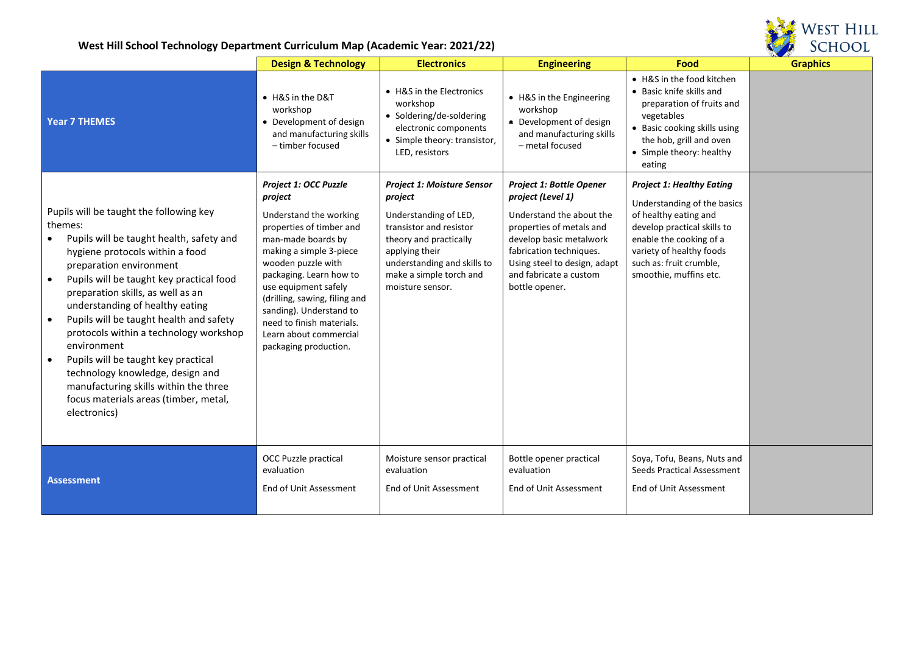# West Hill School Technology Department Curriculum Map (Academic Year: 2021/22)

| | Design & Technology | Electronics | Engineering | Food | Graphics |
|---|---|---|---|---|---|
| **Year 7 THEMES** | • H&S in the D&T workshop<br>• Development of design and manufacturing skills – timber focused | • H&S in the Electronics workshop<br>• Soldering/de-soldering electronic components<br>• Simple theory: transistor, LED, resistors | • H&S in the Engineering workshop<br>• Development of design and manufacturing skills – metal focused | • H&S in the food kitchen<br>• Basic knife skills and preparation of fruits and vegetables<br>• Basic cooking skills using the hob, grill and oven<br>• Simple theory: healthy eating | |
| Pupils will be taught the following key themes:<br>• Pupils will be taught health, safety and hygiene protocols within a food preparation environment<br>• Pupils will be taught key practical food preparation skills, as well as an understanding of healthy eating<br>• Pupils will be taught health and safety protocols within a technology workshop environment<br>• Pupils will be taught key practical technology knowledge, design and manufacturing skills within the three focus materials areas (timber, metal, electronics) | ***Project 1: OCC Puzzle project***<br>Understand the working properties of timber and man-made boards by making a simple 3-piece wooden puzzle with packaging. Learn how to use equipment safely (drilling, sawing, filing and sanding). Understand to need to finish materials. Learn about commercial packaging production. | ***Project 1: Moisture Sensor project***<br>Understanding of LED, transistor and resistor theory and practically applying their understanding and skills to make a simple torch and moisture sensor. | ***Project 1: Bottle Opener project (Level 1)***<br>Understand the about the properties of metals and develop basic metalwork fabrication techniques. Using steel to design, adapt and fabricate a custom bottle opener. | ***Project 1: Healthy Eating***<br>Understanding of the basics of healthy eating and develop practical skills to enable the cooking of a variety of healthy foods such as: fruit crumble, smoothie, muffins etc. | |
| **Assessment** | OCC Puzzle practical evaluation<br>End of Unit Assessment | Moisture sensor practical evaluation<br>End of Unit Assessment | Bottle opener practical evaluation<br>End of Unit Assessment | Soya, Tofu, Beans, Nuts and Seeds Practical Assessment<br>End of Unit Assessment | |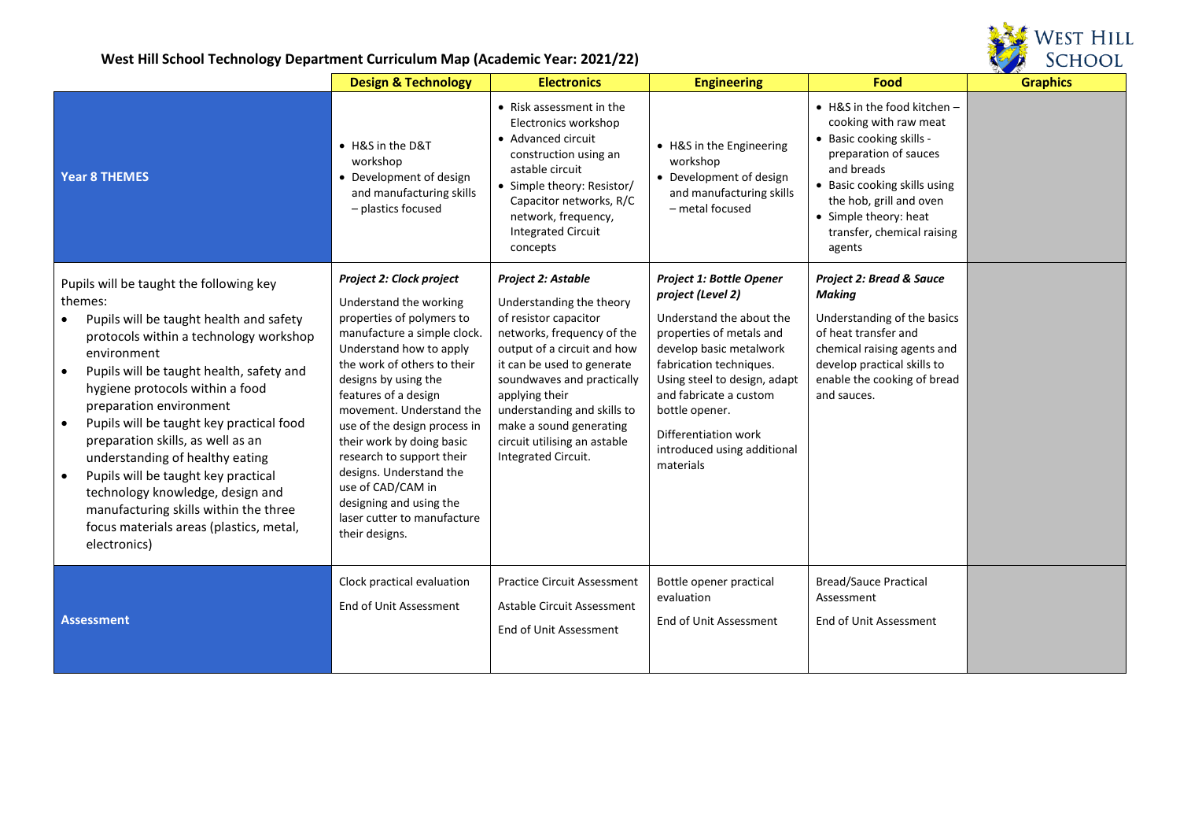# West Hill School Technology Department Curriculum Map (Academic Year: 2021/22)

| | Design & Technology | Electronics | Engineering | Food | Graphics |
|---|---|---|---|---|---|
| **Year 8 THEMES** | • H&S in the D&T workshop<br>• Development of design and manufacturing skills – plastics focused | • Risk assessment in the Electronics workshop<br>• Advanced circuit construction using an astable circuit<br>• Simple theory: Resistor/ Capacitor networks, R/C network, frequency, Integrated Circuit concepts | • H&S in the Engineering workshop<br>• Development of design and manufacturing skills – metal focused | • H&S in the food kitchen – cooking with raw meat<br>• Basic cooking skills - preparation of sauces and breads<br>• Basic cooking skills using the hob, grill and oven<br>• Simple theory: heat transfer, chemical raising agents | |
| Pupils will be taught the following key themes:<br>• Pupils will be taught health and safety protocols within a technology workshop environment<br>• Pupils will be taught health, safety and hygiene protocols within a food preparation environment<br>• Pupils will be taught key practical food preparation skills, as well as an understanding of healthy eating<br>• Pupils will be taught key practical technology knowledge, design and manufacturing skills within the three focus materials areas (plastics, metal, electronics) | ***Project 2: Clock project***<br>Understand the working properties of polymers to manufacture a simple clock. Understand how to apply the work of others to their designs by using the features of a design movement. Understand the use of the design process in their work by doing basic research to support their designs. Understand the use of CAD/CAM in designing and using the laser cutter to manufacture their designs. | ***Project 2: Astable***<br>Understanding the theory of resistor capacitor networks, frequency of the output of a circuit and how it can be used to generate soundwaves and practically applying their understanding and skills to make a sound generating circuit utilising an astable Integrated Circuit. | ***Project 1: Bottle Opener project (Level 2)***<br>Understand the about the properties of metals and develop basic metalwork fabrication techniques. Using steel to design, adapt and fabricate a custom bottle opener.<br>Differentiation work introduced using additional materials | ***Project 2: Bread & Sauce Making***<br>Understanding of the basics of heat transfer and chemical raising agents and develop practical skills to enable the cooking of bread and sauces. | |
| **Assessment** | Clock practical evaluation<br>End of Unit Assessment | Practice Circuit Assessment<br>Astable Circuit Assessment<br>End of Unit Assessment | Bottle opener practical evaluation<br>End of Unit Assessment | Bread/Sauce Practical Assessment<br>End of Unit Assessment | |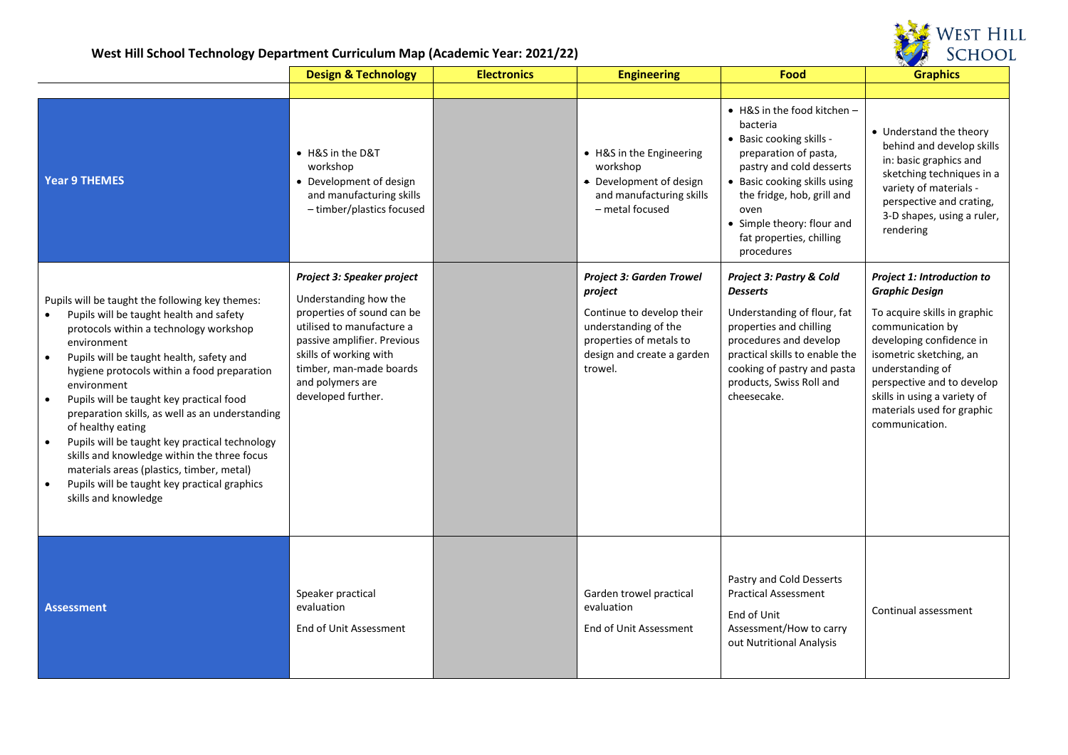# West Hill School Technology Department Curriculum Map (Academic Year: 2021/22)

| | Design & Technology | Electronics | Engineering | Food | Graphics |
|---|---|---|---|---|---|
| | | | | | |
| **Year 9 THEMES** | • H&S in the D&T workshop<br>• Development of design and manufacturing skills – timber/plastics focused | | • H&S in the Engineering workshop<br>• Development of design and manufacturing skills – metal focused | • H&S in the food kitchen – bacteria<br>• Basic cooking skills - preparation of pasta, pastry and cold desserts<br>• Basic cooking skills using the fridge, hob, grill and oven<br>• Simple theory: flour and fat properties, chilling procedures | • Understand the theory behind and develop skills in: basic graphics and sketching techniques in a variety of materials - perspective and crating, 3-D shapes, using a ruler, rendering |
| Pupils will be taught the following key themes:<br>• Pupils will be taught health and safety protocols within a technology workshop environment<br>• Pupils will be taught health, safety and hygiene protocols within a food preparation environment<br>• Pupils will be taught key practical food preparation skills, as well as an understanding of healthy eating<br>• Pupils will be taught key practical technology skills and knowledge within the three focus materials areas (plastics, timber, metal)<br>• Pupils will be taught key practical graphics skills and knowledge | ***Project 3: Speaker project***<br><br>Understanding how the properties of sound can be utilised to manufacture a passive amplifier. Previous skills of working with timber, man-made boards and polymers are developed further. | | ***Project 3: Garden Trowel project***<br><br>Continue to develop their understanding of the properties of metals to design and create a garden trowel. | ***Project 3: Pastry & Cold Desserts***<br><br>Understanding of flour, fat properties and chilling procedures and develop practical skills to enable the cooking of pastry and pasta products, Swiss Roll and cheesecake. | ***Project 1: Introduction to Graphic Design***<br><br>To acquire skills in graphic communication by developing confidence in isometric sketching, an understanding of perspective and to develop skills in using a variety of materials used for graphic communication. |
| **Assessment** | Speaker practical evaluation<br><br>End of Unit Assessment | | Garden trowel practical evaluation<br><br>End of Unit Assessment | Pastry and Cold Desserts Practical Assessment<br><br>End of Unit Assessment/How to carry out Nutritional Analysis | Continual assessment |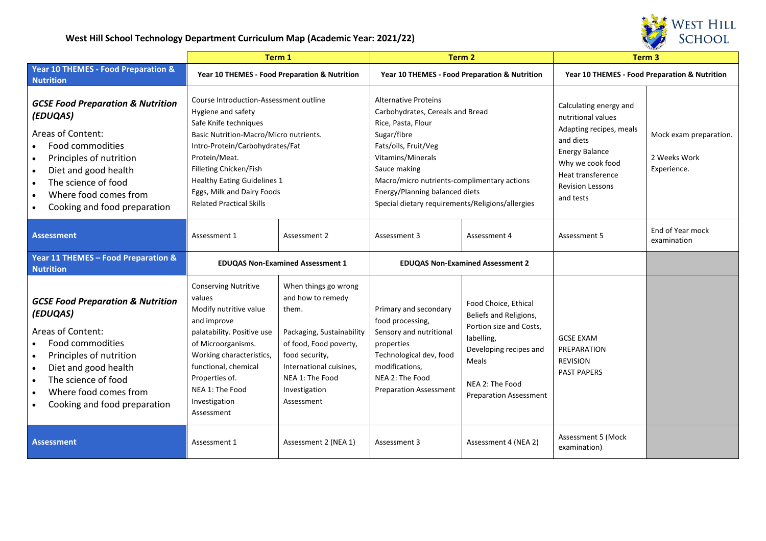# West Hill School Technology Department Curriculum Map (Academic Year: 2021/22)

| | Term 1 | | Term 2 | | Term 3 | |
|---|---|---|---|---|---|---|
| **Year 10 THEMES - Food Preparation & Nutrition** | **Year 10 THEMES - Food Preparation & Nutrition** | | **Year 10 THEMES - Food Preparation & Nutrition** | | **Year 10 THEMES - Food Preparation & Nutrition** | |
| ***GCSE Food Preparation & Nutrition (EDUQAS)*** <br> Areas of Content: <br> • Food commodities <br> • Principles of nutrition <br> • Diet and good health <br> • The science of food <br> • Where food comes from <br> • Cooking and food preparation | Course Introduction-Assessment outline <br> Hygiene and safety <br> Safe Knife techniques <br> Basic Nutrition-Macro/Micro nutrients. <br> Intro-Protein/Carbohydrates/Fat <br> Protein/Meat. <br> Filleting Chicken/Fish <br> Healthy Eating Guidelines 1 <br> Eggs, Milk and Dairy Foods <br> Related Practical Skills | | Alternative Proteins <br> Carbohydrates, Cereals and Bread <br> Rice, Pasta, Flour <br> Sugar/fibre <br> Fats/oils, Fruit/Veg <br> Vitamins/Minerals <br> Sauce making <br> Macro/micro nutrients-complimentary actions <br> Energy/Planning balanced diets <br> Special dietary requirements/Religions/allergies | | Calculating energy and nutritional values <br> Adapting recipes, meals and diets <br> Energy Balance <br> Why we cook food <br> Heat transference <br> Revision Lessons <br> and tests | Mock exam preparation. <br> 2 Weeks Work Experience. |
| **Assessment** | Assessment 1 | Assessment 2 | Assessment 3 | Assessment 4 | Assessment 5 | End of Year mock examination |
| **Year 11 THEMES – Food Preparation & Nutrition** | **EDUQAS Non-Examined Assessment 1** | | **EDUQAS Non-Examined Assessment 2** | | | |
| ***GCSE Food Preparation & Nutrition (EDUQAS)*** <br> Areas of Content: <br> • Food commodities <br> • Principles of nutrition <br> • Diet and good health <br> • The science of food <br> • Where food comes from <br> • Cooking and food preparation | Conserving Nutritive values <br> Modify nutritive value and improve palatability. Positive use of Microorganisms. Working characteristics, functional, chemical Properties of. <br> NEA 1: The Food Investigation Assessment | When things go wrong and how to remedy them. <br><br> Packaging, Sustainability of food, Food poverty, food security, International cuisines, <br> NEA 1: The Food Investigation Assessment | Primary and secondary food processing, <br> Sensory and nutritional properties <br> Technological dev, food modifications, <br> NEA 2: The Food Preparation Assessment | Food Choice, Ethical Beliefs and Religions, Portion size and Costs, labelling, <br> Developing recipes and Meals <br><br> NEA 2: The Food Preparation Assessment | GCSE EXAM PREPARATION <br> REVISION <br> PAST PAPERS | |
| **Assessment** | Assessment 1 | Assessment 2 (NEA 1) | Assessment 3 | Assessment 4 (NEA 2) | Assessment 5 (Mock examination) | |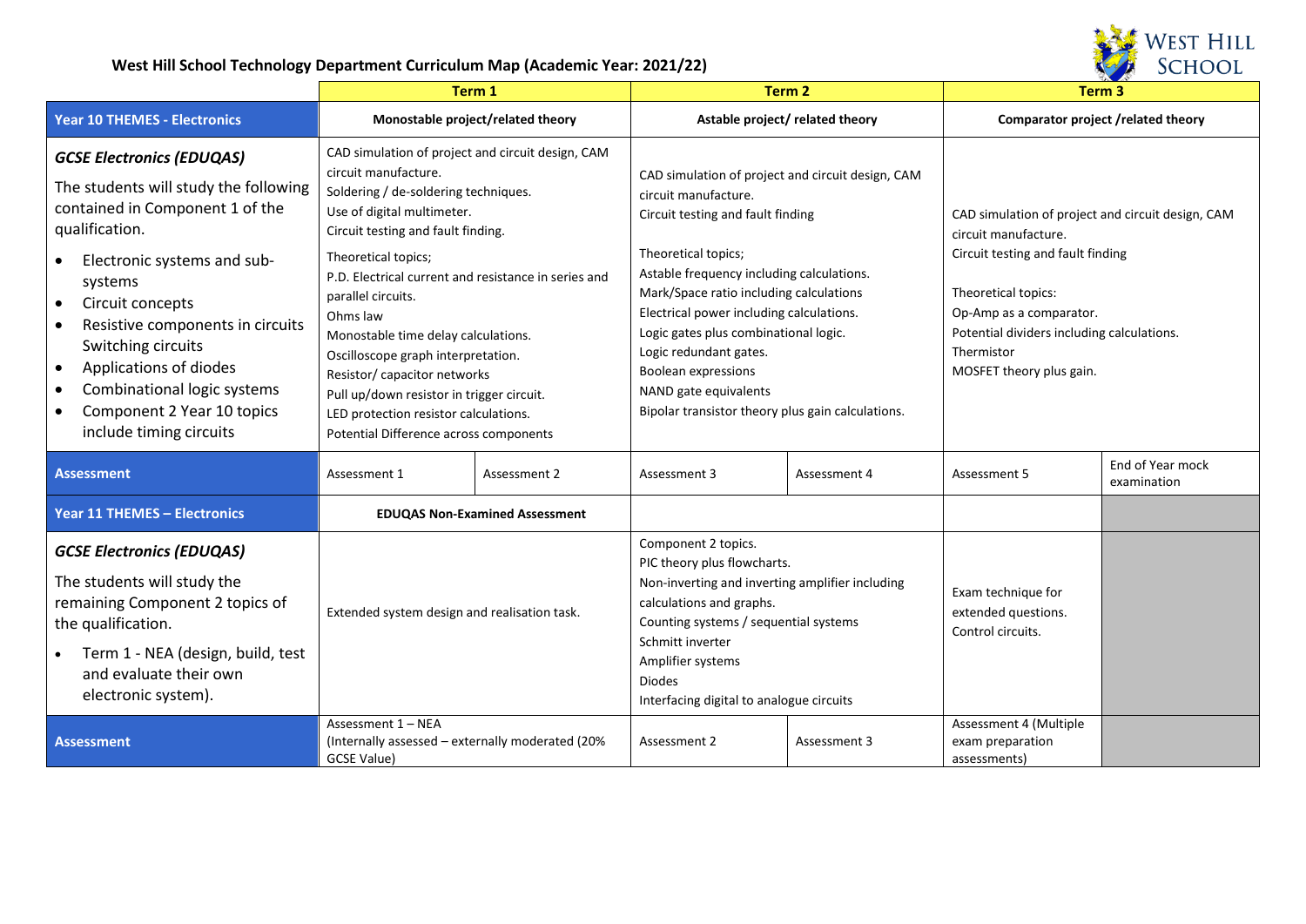# West Hill School Technology Department Curriculum Map (Academic Year: 2021/22)

| | Term 1 | | Term 2 | | Term 3 | |
|---|---|---|---|---|---|---|
| **Year 10 THEMES - Electronics** | **Monostable project/related theory** | | **Astable project/ related theory** | | **Comparator project /related theory** | |
| ***GCSE Electronics (EDUQAS)*** The students will study the following contained in Component 1 of the qualification. • Electronic systems and sub-systems • Circuit concepts • Resistive components in circuits Switching circuits • Applications of diodes • Combinational logic systems • Component 2 Year 10 topics include timing circuits | CAD simulation of project and circuit design, CAM circuit manufacture. Soldering / de-soldering techniques. Use of digital multimeter. Circuit testing and fault finding. Theoretical topics; P.D. Electrical current and resistance in series and parallel circuits. Ohms law Monostable time delay calculations. Oscilloscope graph interpretation. Resistor/ capacitor networks Pull up/down resistor in trigger circuit. LED protection resistor calculations. Potential Difference across components | | CAD simulation of project and circuit design, CAM circuit manufacture. Circuit testing and fault finding Theoretical topics; Astable frequency including calculations. Mark/Space ratio including calculations Electrical power including calculations. Logic gates plus combinational logic. Logic redundant gates. Boolean expressions NAND gate equivalents Bipolar transistor theory plus gain calculations. | | CAD simulation of project and circuit design, CAM circuit manufacture. Circuit testing and fault finding Theoretical topics: Op-Amp as a comparator. Potential dividers including calculations. Thermistor MOSFET theory plus gain. | |
| **Assessment** | Assessment 1 | Assessment 2 | Assessment 3 | Assessment 4 | Assessment 5 | End of Year mock examination |
| **Year 11 THEMES – Electronics** | **EDUQAS Non-Examined Assessment** | | | | | |
| ***GCSE Electronics (EDUQAS)*** The students will study the remaining Component 2 topics of the qualification. • Term 1 - NEA (design, build, test and evaluate their own electronic system). | Extended system design and realisation task. | | Component 2 topics. PIC theory plus flowcharts. Non-inverting and inverting amplifier including calculations and graphs. Counting systems / sequential systems Schmitt inverter Amplifier systems Diodes Interfacing digital to analogue circuits | | Exam technique for extended questions. Control circuits. | |
| **Assessment** | Assessment 1 – NEA (Internally assessed – externally moderated (20% GCSE Value) | | Assessment 2 | Assessment 3 | Assessment 4 (Multiple exam preparation assessments) | |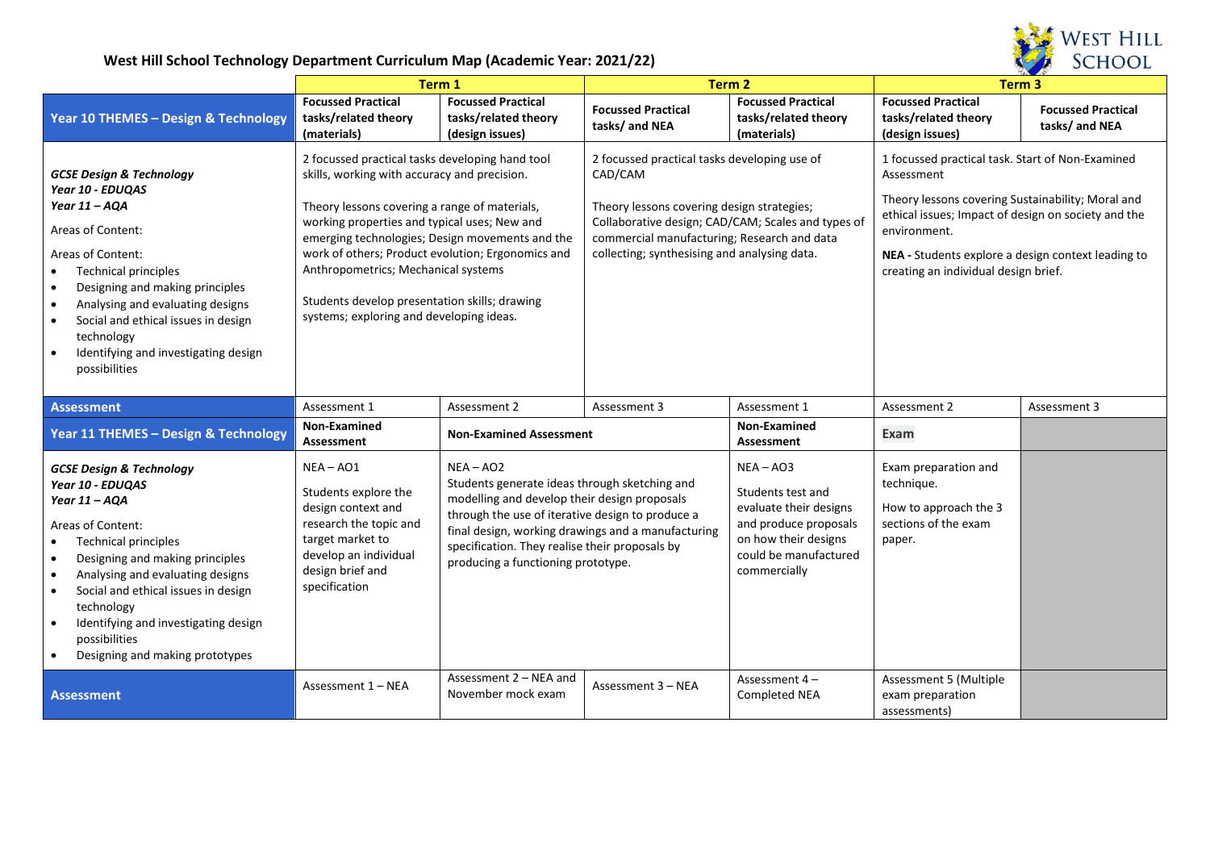# West Hill School Technology Department Curriculum Map (Academic Year: 2021/22)

| | Term 1 | | Term 2 | | Term 3 | |
|---|---|---|---|---|---|---|
| **Year 10 THEMES – Design & Technology** | **Focussed Practical tasks/related theory (materials)** | **Focussed Practical tasks/related theory (design issues)** | **Focussed Practical tasks/ and NEA** | **Focussed Practical tasks/related theory (materials)** | **Focussed Practical tasks/related theory (design issues)** | **Focussed Practical tasks/ and NEA** |
| ***GCSE Design & Technology*** ***Year 10 - EDUQAS*** ***Year 11 – AQA*** Areas of Content: Areas of Content: • Technical principles • Designing and making principles • Analysing and evaluating designs • Social and ethical issues in design technology • Identifying and investigating design possibilities | 2 focussed practical tasks developing hand tool skills, working with accuracy and precision. Theory lessons covering a range of materials, working properties and typical uses; New and emerging technologies; Design movements and the work of others; Product evolution; Ergonomics and Anthropometrics; Mechanical systems Students develop presentation skills; drawing systems; exploring and developing ideas. | | 2 focussed practical tasks developing use of CAD/CAM Theory lessons covering design strategies; Collaborative design; CAD/CAM; Scales and types of commercial manufacturing; Research and data collecting; synthesising and analysing data. | | 1 focussed practical task. Start of Non-Examined Assessment Theory lessons covering Sustainability; Moral and ethical issues; Impact of design on society and the environment. **NEA -** Students explore a design context leading to creating an individual design brief. | |
| **Assessment** | Assessment 1 | Assessment 2 | Assessment 3 | Assessment 1 | Assessment 2 | Assessment 3 |
| **Year 11 THEMES – Design & Technology** | **Non-Examined Assessment** | **Non-Examined Assessment** | | **Non-Examined Assessment** | **Exam** | |
| ***GCSE Design & Technology*** ***Year 10 - EDUQAS*** ***Year 11 – AQA*** Areas of Content: • Technical principles • Designing and making principles • Analysing and evaluating designs • Social and ethical issues in design technology • Identifying and investigating design possibilities • Designing and making prototypes | NEA – AO1 Students explore the design context and research the topic and target market to develop an individual design brief and specification | NEA – AO2 Students generate ideas through sketching and modelling and develop their design proposals through the use of iterative design to produce a final design, working drawings and a manufacturing specification. They realise their proposals by producing a functioning prototype. | | NEA – AO3 Students test and evaluate their designs and produce proposals on how their designs could be manufactured commercially | Exam preparation and technique. How to approach the 3 sections of the exam paper. | |
| **Assessment** | Assessment 1 – NEA | Assessment 2 – NEA and November mock exam | Assessment 3 – NEA | Assessment 4 – Completed NEA | Assessment 5 (Multiple exam preparation assessments) | |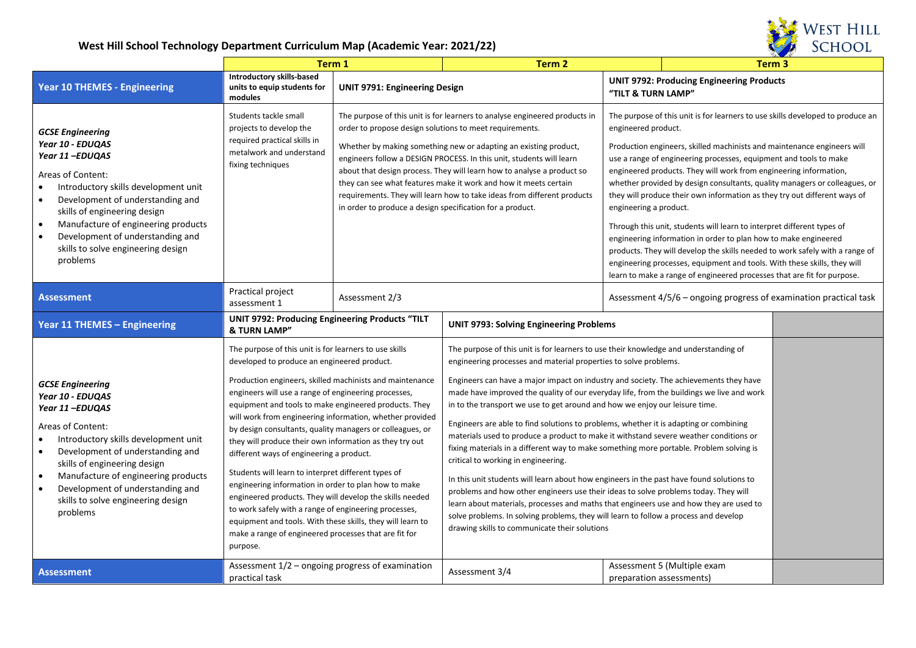# West Hill School Technology Department Curriculum Map (Academic Year: 2021/22)

| | Term 1 | | Term 2 | | Term 3 | |
|---|---|---|---|---|---|---|
| **Year 10 THEMES - Engineering** | **Introductory skills-based units to equip students for modules** | **UNIT 9791: Engineering Design** | | | **UNIT 9792: Producing Engineering Products "TILT & TURN LAMP"** | |
| ***GCSE Engineering*** <br> ***Year 10 - EDUQAS*** <br> ***Year 11 –EDUQAS*** <br><br> Areas of Content: <br> • Introductory skills development unit <br> • Development of understanding and skills of engineering design <br> • Manufacture of engineering products <br> • Development of understanding and skills to solve engineering design problems | Students tackle small projects to develop the required practical skills in metalwork and understand fixing techniques | The purpose of this unit is for learners to analyse engineered products in order to propose design solutions to meet requirements. <br><br> Whether by making something new or adapting an existing product, engineers follow a DESIGN PROCESS. In this unit, students will learn about that design process. They will learn how to analyse a product so they can see what features make it work and how it meets certain requirements. They will learn how to take ideas from different products in order to produce a design specification for a product. | | | The purpose of this unit is for learners to use skills developed to produce an engineered product. <br><br> Production engineers, skilled machinists and maintenance engineers will use a range of engineering processes, equipment and tools to make engineered products. They will work from engineering information, whether provided by design consultants, quality managers or colleagues, or they will produce their own information as they try out different ways of engineering a product. <br><br> Through this unit, students will learn to interpret different types of engineering information in order to plan how to make engineered products. They will develop the skills needed to work safely with a range of engineering processes, equipment and tools. With these skills, they will learn to make a range of engineered processes that are fit for purpose. | |
| **Assessment** | Practical project assessment 1 | Assessment 2/3 | | | Assessment 4/5/6 – ongoing progress of examination practical task | |
| **Year 11 THEMES – Engineering** | **UNIT 9792: Producing Engineering Products "TILT & TURN LAMP"** | | **UNIT 9793: Solving Engineering Problems** | | | |
| ***GCSE Engineering*** <br> ***Year 10 - EDUQAS*** <br> ***Year 11 –EDUQAS*** <br><br> Areas of Content: <br> • Introductory skills development unit <br> • Development of understanding and skills of engineering design <br> • Manufacture of engineering products <br> • Development of understanding and skills to solve engineering design problems | The purpose of this unit is for learners to use skills developed to produce an engineered product. <br><br> Production engineers, skilled machinists and maintenance engineers will use a range of engineering processes, equipment and tools to make engineered products. They will work from engineering information, whether provided by design consultants, quality managers or colleagues, or they will produce their own information as they try out different ways of engineering a product. <br><br> Students will learn to interpret different types of engineering information in order to plan how to make engineered products. They will develop the skills needed to work safely with a range of engineering processes, equipment and tools. With these skills, they will learn to make a range of engineered processes that are fit for purpose. | | The purpose of this unit is for learners to use their knowledge and understanding of engineering processes and material properties to solve problems. <br><br> Engineers can have a major impact on industry and society. The achievements they have made have improved the quality of our everyday life, from the buildings we live and work in to the transport we use to get around and how we enjoy our leisure time. <br><br> Engineers are able to find solutions to problems, whether it is adapting or combining materials used to produce a product to make it withstand severe weather conditions or fixing materials in a different way to make something more portable. Problem solving is critical to working in engineering. <br><br> In this unit students will learn about how engineers in the past have found solutions to problems and how other engineers use their ideas to solve problems today. They will learn about materials, processes and maths that engineers use and how they are used to solve problems. In solving problems, they will learn to follow a process and develop drawing skills to communicate their solutions | | | |
| **Assessment** | Assessment 1/2 – ongoing progress of examination practical task | | Assessment 3/4 | Assessment 5 (Multiple exam preparation assessments) | | |